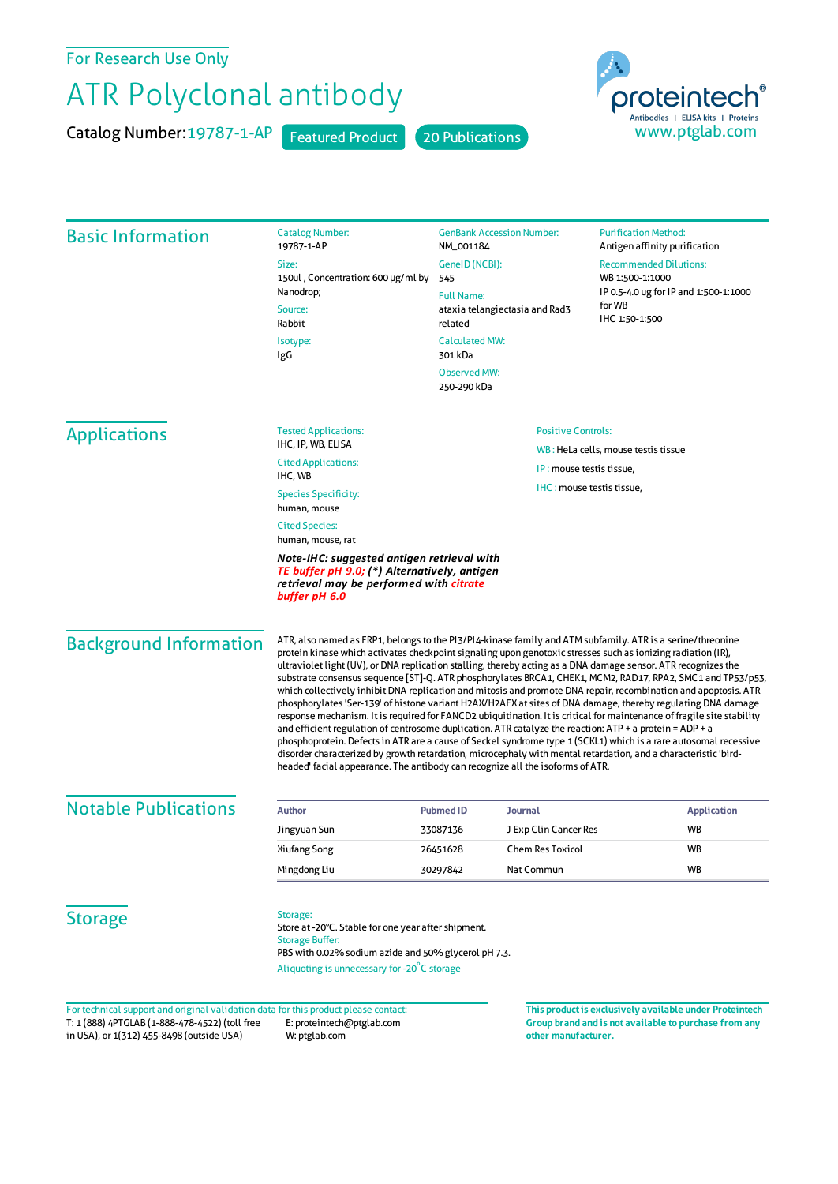For Research Use Only

# ATR Polyclonal antibody

Catalog Number: 19787-1-AP   Featured Product   20 Publications

proteintech®
Antibodies | ELISA kits | Proteins
www.ptglab.com

## Basic Information

**Catalog Number:**
19787-1-AP

**Size:**
150ul , Concentration: 600 μg/ml by Nanodrop;

**Source:**
Rabbit

**Isotype:**
IgG

**GenBank Accession Number:**
NM_001184

**GeneID (NCBI):**
545

**Full Name:**
ataxia telangiectasia and Rad3 related

**Calculated MW:**
301 kDa

**Observed MW:**
250-290 kDa

**Purification Method:**
Antigen affinity purification

**Recommended Dilutions:**
WB 1:500-1:1000
IP 0.5-4.0 ug for IP and 1:500-1:1000 for WB
IHC 1:50-1:500

## Applications

**Tested Applications:**
IHC, IP, WB, ELISA

**Cited Applications:**
IHC, WB

**Species Specificity:**
human, mouse

**Cited Species:**
human, mouse, rat

***Note-IHC: suggested antigen retrieval with TE buffer pH 9.0; (\*) Alternatively, antigen retrieval may be performed with citrate buffer pH 6.0***

**Positive Controls:**

WB : HeLa cells, mouse testis tissue

IP : mouse testis tissue,

IHC : mouse testis tissue,

## Background Information

ATR, also named as FRP1, belongs to the PI3/PI4-kinase family and ATM subfamily. ATR is a serine/threonine protein kinase which activates checkpoint signaling upon genotoxic stresses such as ionizing radiation (IR), ultraviolet light (UV), or DNA replication stalling, thereby acting as a DNA damage sensor. ATR recognizes the substrate consensus sequence [ST]-Q. ATR phosphorylates BRCA1, CHEK1, MCM2, RAD17, RPA2, SMC1 and TP53/p53, which collectively inhibit DNA replication and mitosis and promote DNA repair, recombination and apoptosis. ATR phosphorylates 'Ser-139' of histone variant H2AX/H2AFX at sites of DNA damage, thereby regulating DNA damage response mechanism. It is required for FANCD2 ubiquitination. It is critical for maintenance of fragile site stability and efficient regulation of centrosome duplication. ATR catalyze the reaction: ATP + a protein = ADP + a phosphoprotein. Defects in ATR are a cause of Seckel syndrome type 1 (SCKL1) which is a rare autosomal recessive disorder characterized by growth retardation, microcephaly with mental retardation, and a characteristic 'bird-headed' facial appearance. The antibody can recognize all the isoforms of ATR.

## Notable Publications

| Author | Pubmed ID | Journal | Application |
|---|---|---|---|
| Jingyuan Sun | 33087136 | J Exp Clin Cancer Res | WB |
| Xiufang Song | 26451628 | Chem Res Toxicol | WB |
| Mingdong Liu | 30297842 | Nat Commun | WB |

## Storage

**Storage:**
Store at -20°C. Stable for one year after shipment.

**Storage Buffer:**
PBS with 0.02% sodium azide and 50% glycerol pH 7.3.

Aliquoting is unnecessary for -20°C storage

For technical support and original validation data for this product please contact:
T: 1 (888) 4PTGLAB (1-888-478-4522) (toll free in USA), or 1(312) 455-8498 (outside USA)
E: proteintech@ptglab.com
W: ptglab.com

**This product is exclusively available under Proteintech Group brand and is not available to purchase from any other manufacturer.**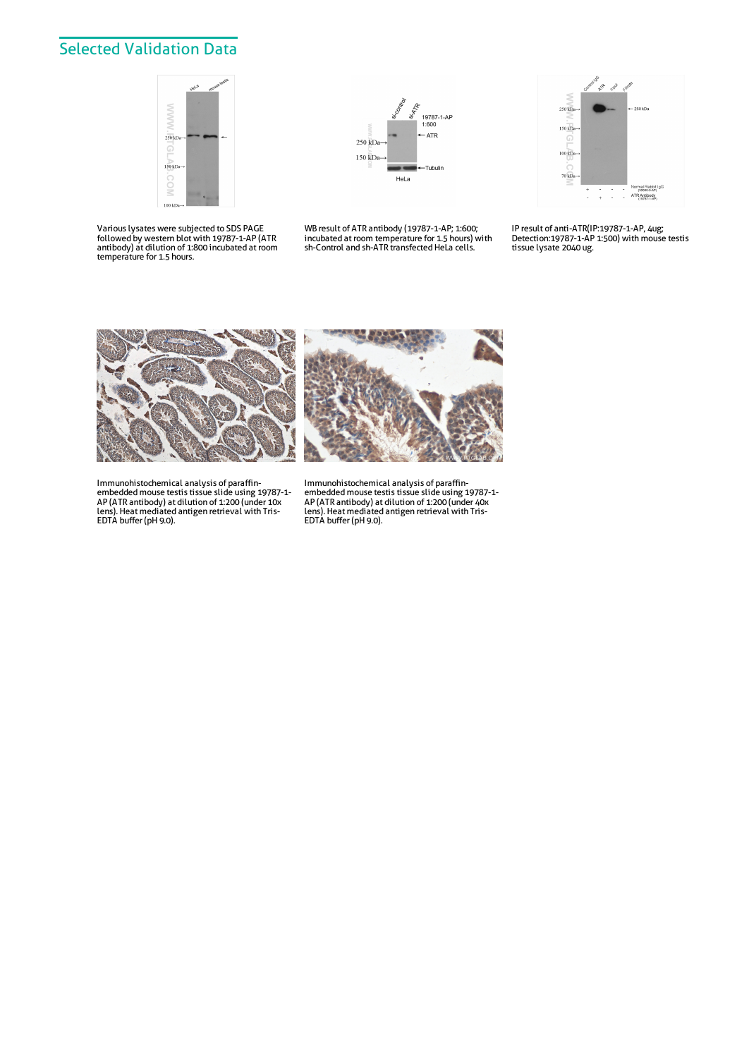## Selected Validation Data

Various lysates were subjected to SDS PAGE followed by western blot with 19787-1-AP (ATR antibody) at dilution of 1:800 incubated at room temperature for 1.5 hours.

WB result of ATR antibody (19787-1-AP; 1:600; incubated at room temperature for 1.5 hours) with sh-Control and sh-ATR transfected HeLa cells.

IP result of anti-ATR(IP:19787-1-AP, 4ug; Detection:19787-1-AP 1:500) with mouse testis tissue lysate 2040 ug.

Immunohistochemical analysis of paraffin-embedded mouse testis tissue slide using 19787-1-AP (ATR antibody) at dilution of 1:200 (under 10x lens). Heat mediated antigen retrieval with Tris-EDTA buffer (pH 9.0).

Immunohistochemical analysis of paraffin-embedded mouse testis tissue slide using 19787-1-AP (ATR antibody) at dilution of 1:200 (under 40x lens). Heat mediated antigen retrieval with Tris-EDTA buffer (pH 9.0).